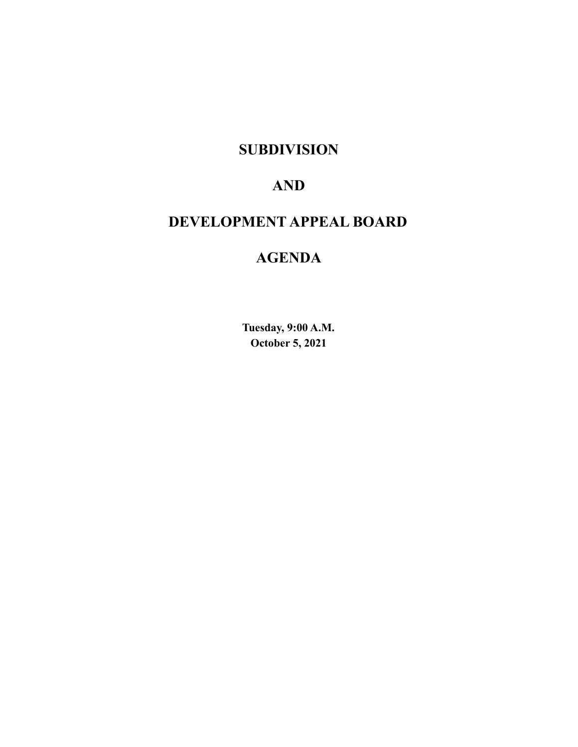# SUBDIVISION

# AND

# DEVELOPMENT APPEAL BOARD

# AGENDA

**Tuesday, 9:00 A.M.**
**October 5, 2021**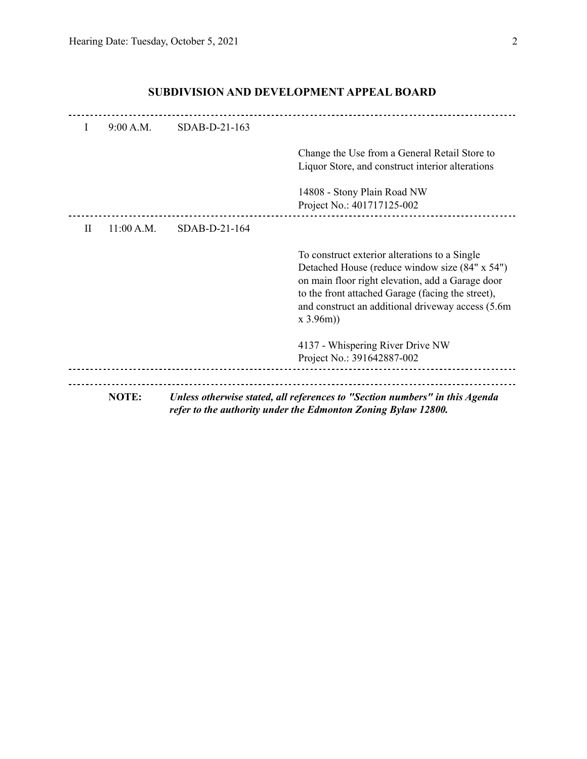## SUBDIVISION AND DEVELOPMENT APPEAL BOARD

---

| | | | |
|---|---|---|---|
| I | 9:00 A.M. | SDAB-D-21-163 | Change the Use from a General Retail Store to Liquor Store, and construct interior alterations<br><br>14808 - Stony Plain Road NW<br>Project No.: 401717125-002 |
| II | 11:00 A.M. | SDAB-D-21-164 | To construct exterior alterations to a Single Detached House (reduce window size (84" x 54") on main floor right elevation, add a Garage door to the front attached Garage (facing the street), and construct an additional driveway access (5.6m x 3.96m))<br><br>4137 - Whispering River Drive NW<br>Project No.: 391642887-002 |

---

**NOTE:** ***Unless otherwise stated, all references to "Section numbers" in this Agenda refer to the authority under the Edmonton Zoning Bylaw 12800.***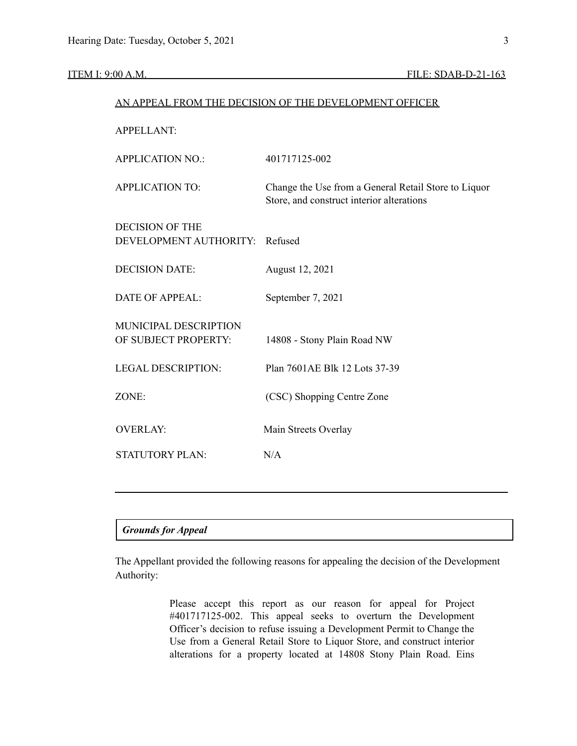ITEM I: 9:00 A.M. FILE: SDAB-D-21-163

AN APPEAL FROM THE DECISION OF THE DEVELOPMENT OFFICER

| | |
|---|---|
| APPELLANT: | |
| APPLICATION NO.: | 401717125-002 |
| APPLICATION TO: | Change the Use from a General Retail Store to Liquor Store, and construct interior alterations |
| DECISION OF THE DEVELOPMENT AUTHORITY: | Refused |
| DECISION DATE: | August 12, 2021 |
| DATE OF APPEAL: | September 7, 2021 |
| MUNICIPAL DESCRIPTION OF SUBJECT PROPERTY: | 14808 - Stony Plain Road NW |
| LEGAL DESCRIPTION: | Plan 7601AE Blk 12 Lots 37-39 |
| ZONE: | (CSC) Shopping Centre Zone |
| OVERLAY: | Main Streets Overlay |
| STATUTORY PLAN: | N/A |

---

***Grounds for Appeal***

The Appellant provided the following reasons for appealing the decision of the Development Authority:

> Please accept this report as our reason for appeal for Project #401717125-002. This appeal seeks to overturn the Development Officer's decision to refuse issuing a Development Permit to Change the Use from a General Retail Store to Liquor Store, and construct interior alterations for a property located at 14808 Stony Plain Road. Eins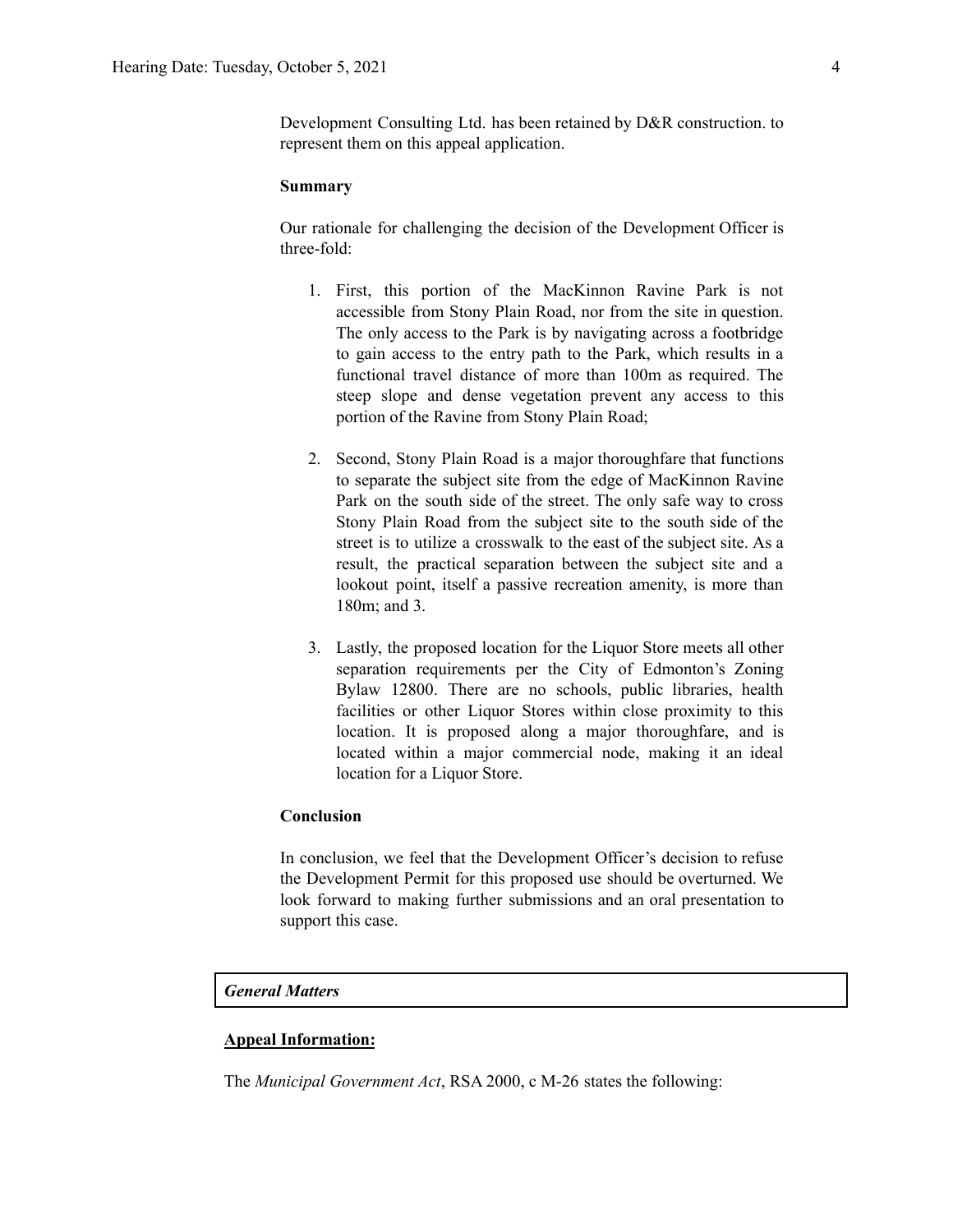Development Consulting Ltd. has been retained by D&R construction. to represent them on this appeal application.

**Summary**

Our rationale for challenging the decision of the Development Officer is three-fold:

1. First, this portion of the MacKinnon Ravine Park is not accessible from Stony Plain Road, nor from the site in question. The only access to the Park is by navigating across a footbridge to gain access to the entry path to the Park, which results in a functional travel distance of more than 100m as required. The steep slope and dense vegetation prevent any access to this portion of the Ravine from Stony Plain Road;

2. Second, Stony Plain Road is a major thoroughfare that functions to separate the subject site from the edge of MacKinnon Ravine Park on the south side of the street. The only safe way to cross Stony Plain Road from the subject site to the south side of the street is to utilize a crosswalk to the east of the subject site. As a result, the practical separation between the subject site and a lookout point, itself a passive recreation amenity, is more than 180m; and 3.

3. Lastly, the proposed location for the Liquor Store meets all other separation requirements per the City of Edmonton's Zoning Bylaw 12800. There are no schools, public libraries, health facilities or other Liquor Stores within close proximity to this location. It is proposed along a major thoroughfare, and is located within a major commercial node, making it an ideal location for a Liquor Store.

**Conclusion**

In conclusion, we feel that the Development Officer's decision to refuse the Development Permit for this proposed use should be overturned. We look forward to making further submissions and an oral presentation to support this case.

***General Matters***

**Appeal Information:**

The *Municipal Government Act*, RSA 2000, c M-26 states the following: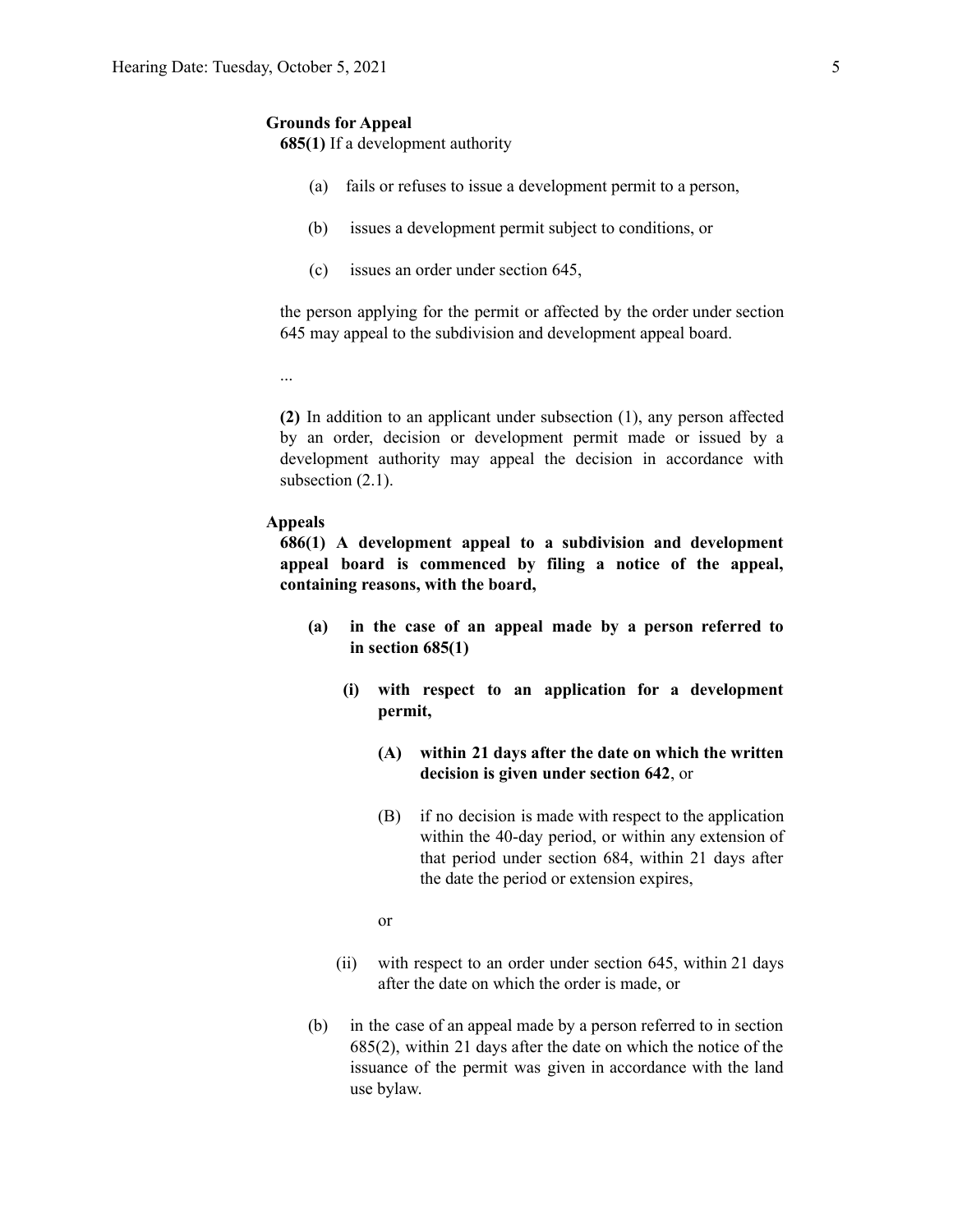**Grounds for Appeal**

**685(1)** If a development authority

(a) fails or refuses to issue a development permit to a person,

(b) issues a development permit subject to conditions, or

(c) issues an order under section 645,

the person applying for the permit or affected by the order under section 645 may appeal to the subdivision and development appeal board.

...

**(2)** In addition to an applicant under subsection (1), any person affected by an order, decision or development permit made or issued by a development authority may appeal the decision in accordance with subsection (2.1).

**Appeals**

**686(1) A development appeal to a subdivision and development appeal board is commenced by filing a notice of the appeal, containing reasons, with the board,**

**(a) in the case of an appeal made by a person referred to in section 685(1)**

**(i) with respect to an application for a development permit,**

**(A) within 21 days after the date on which the written decision is given under section 642**, or

(B) if no decision is made with respect to the application within the 40-day period, or within any extension of that period under section 684, within 21 days after the date the period or extension expires,

or

(ii) with respect to an order under section 645, within 21 days after the date on which the order is made, or

(b) in the case of an appeal made by a person referred to in section 685(2), within 21 days after the date on which the notice of the issuance of the permit was given in accordance with the land use bylaw.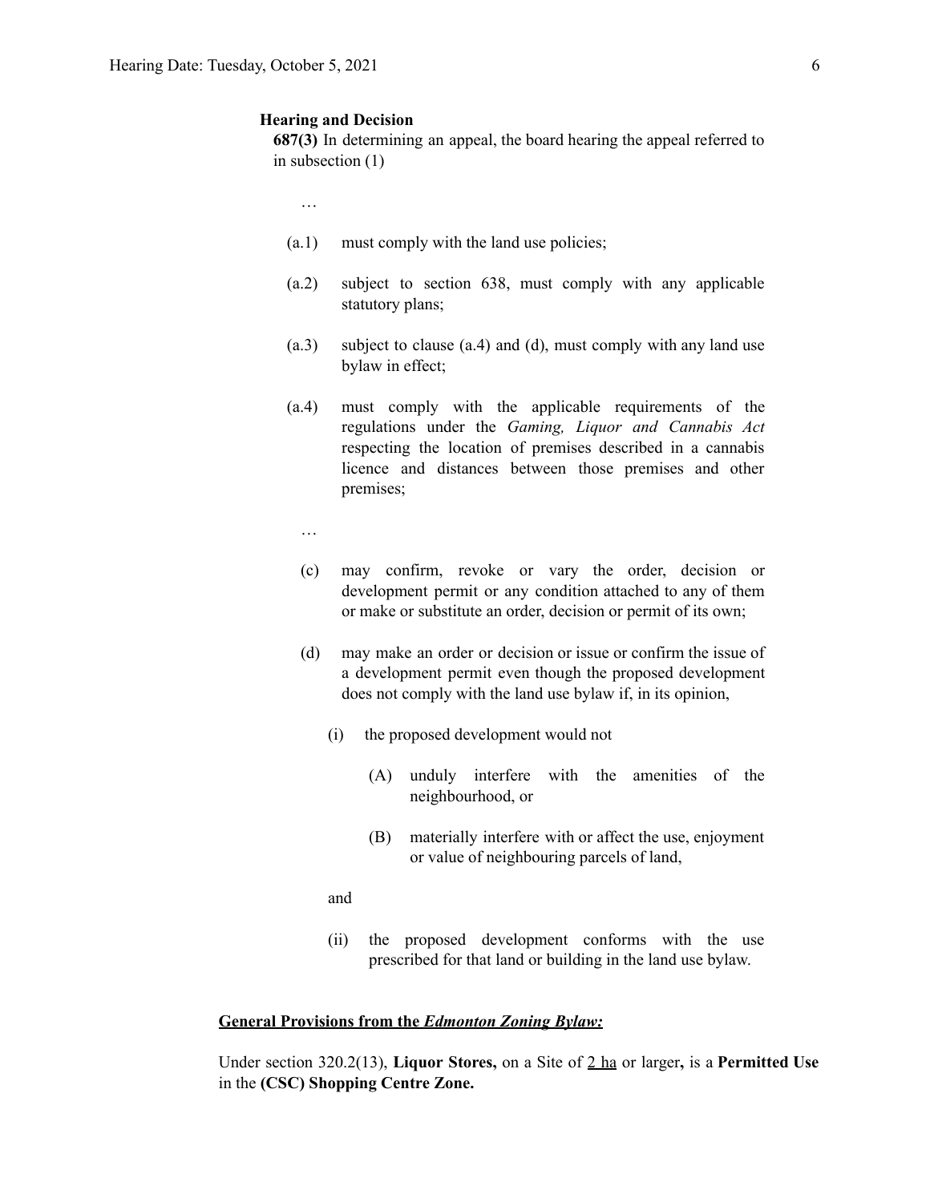**Hearing and Decision**

**687(3)** In determining an appeal, the board hearing the appeal referred to in subsection (1)

…

(a.1) must comply with the land use policies;

(a.2) subject to section 638, must comply with any applicable statutory plans;

(a.3) subject to clause (a.4) and (d), must comply with any land use bylaw in effect;

(a.4) must comply with the applicable requirements of the regulations under the *Gaming, Liquor and Cannabis Act* respecting the location of premises described in a cannabis licence and distances between those premises and other premises;

…

(c) may confirm, revoke or vary the order, decision or development permit or any condition attached to any of them or make or substitute an order, decision or permit of its own;

(d) may make an order or decision or issue or confirm the issue of a development permit even though the proposed development does not comply with the land use bylaw if, in its opinion,

(i) the proposed development would not

(A) unduly interfere with the amenities of the neighbourhood, or

(B) materially interfere with or affect the use, enjoyment or value of neighbouring parcels of land,

and

(ii) the proposed development conforms with the use prescribed for that land or building in the land use bylaw.

**General Provisions from the *Edmonton Zoning Bylaw:***

Under section 320.2(13), **Liquor Stores,** on a Site of 2 ha or larger**,** is a **Permitted Use** in the **(CSC) Shopping Centre Zone.**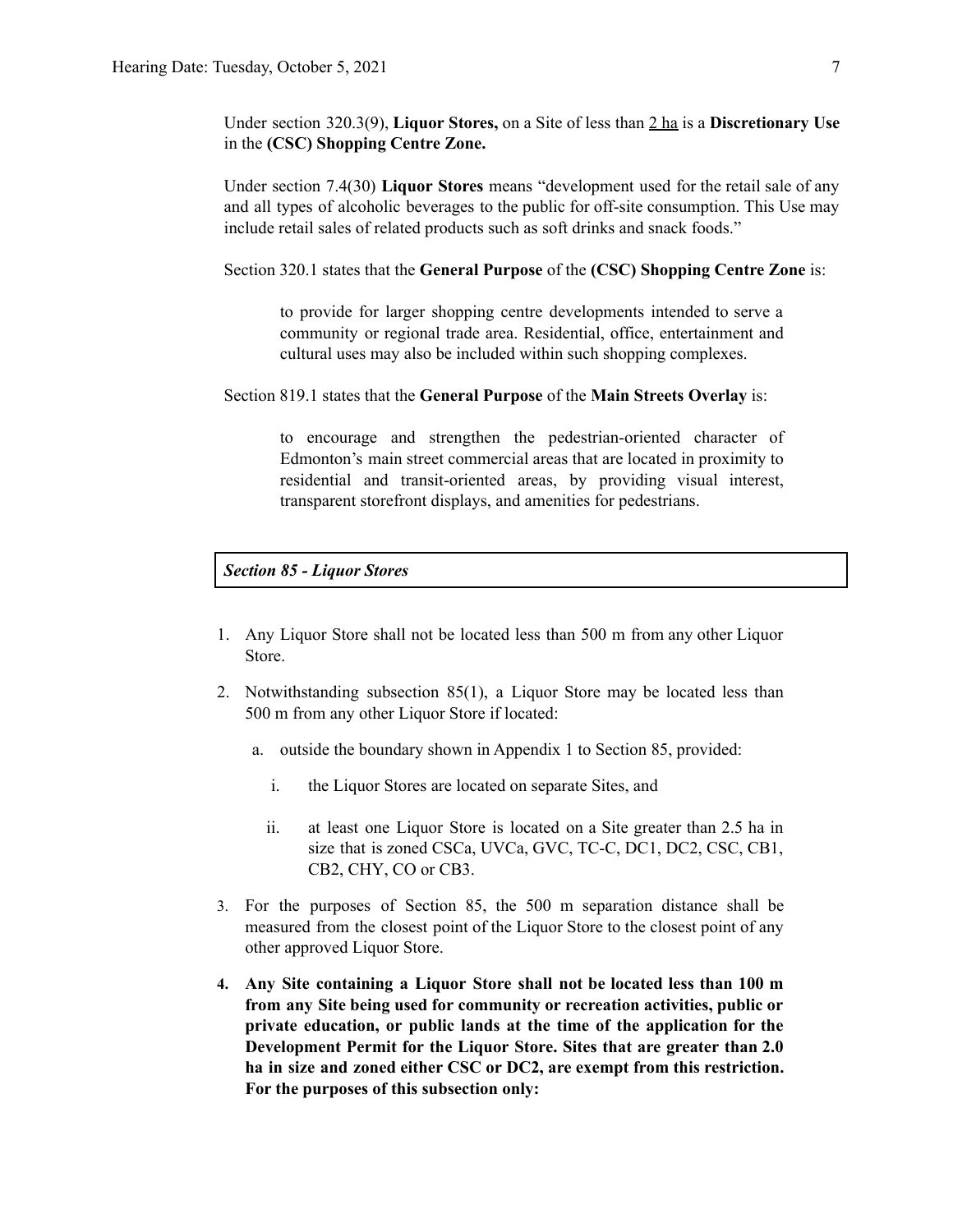Under section 320.3(9), **Liquor Stores,** on a Site of less than 2 ha is a **Discretionary Use** in the **(CSC) Shopping Centre Zone.**

Under section 7.4(30) **Liquor Stores** means "development used for the retail sale of any and all types of alcoholic beverages to the public for off-site consumption. This Use may include retail sales of related products such as soft drinks and snack foods."

Section 320.1 states that the **General Purpose** of the **(CSC) Shopping Centre Zone** is:

> to provide for larger shopping centre developments intended to serve a community or regional trade area. Residential, office, entertainment and cultural uses may also be included within such shopping complexes.

Section 819.1 states that the **General Purpose** of the **Main Streets Overlay** is:

> to encourage and strengthen the pedestrian-oriented character of Edmonton's main street commercial areas that are located in proximity to residential and transit-oriented areas, by providing visual interest, transparent storefront displays, and amenities for pedestrians.

***Section 85 - Liquor Stores***

1. Any Liquor Store shall not be located less than 500 m from any other Liquor Store.
2. Notwithstanding subsection 85(1), a Liquor Store may be located less than 500 m from any other Liquor Store if located:
   a. outside the boundary shown in Appendix 1 to Section 85, provided:
      i. the Liquor Stores are located on separate Sites, and
      ii. at least one Liquor Store is located on a Site greater than 2.5 ha in size that is zoned CSCa, UVCa, GVC, TC-C, DC1, DC2, CSC, CB1, CB2, CHY, CO or CB3.
3. For the purposes of Section 85, the 500 m separation distance shall be measured from the closest point of the Liquor Store to the closest point of any other approved Liquor Store.
4. **Any Site containing a Liquor Store shall not be located less than 100 m from any Site being used for community or recreation activities, public or private education, or public lands at the time of the application for the Development Permit for the Liquor Store. Sites that are greater than 2.0 ha in size and zoned either CSC or DC2, are exempt from this restriction. For the purposes of this subsection only:**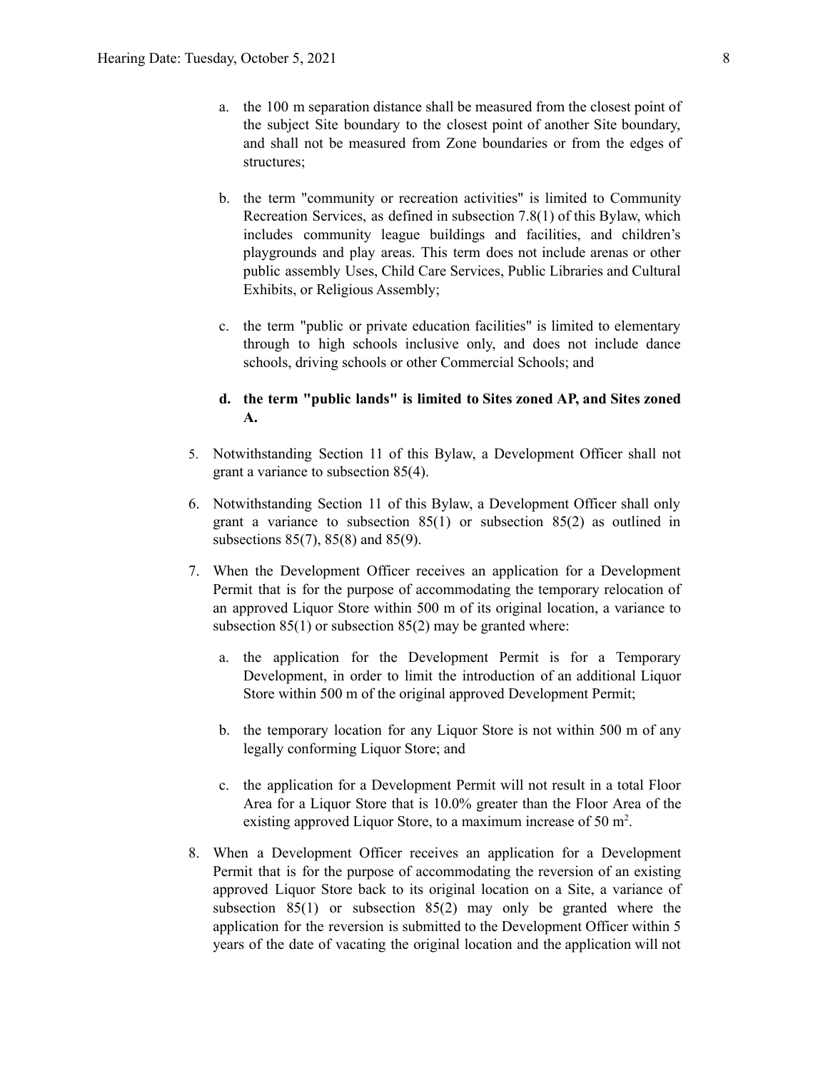a. the 100 m separation distance shall be measured from the closest point of the subject Site boundary to the closest point of another Site boundary, and shall not be measured from Zone boundaries or from the edges of structures;

b. the term "community or recreation activities" is limited to Community Recreation Services, as defined in subsection 7.8(1) of this Bylaw, which includes community league buildings and facilities, and children's playgrounds and play areas. This term does not include arenas or other public assembly Uses, Child Care Services, Public Libraries and Cultural Exhibits, or Religious Assembly;

c. the term "public or private education facilities" is limited to elementary through to high schools inclusive only, and does not include dance schools, driving schools or other Commercial Schools; and

d. **the term "public lands" is limited to Sites zoned AP, and Sites zoned A.**

5. Notwithstanding Section 11 of this Bylaw, a Development Officer shall not grant a variance to subsection 85(4).

6. Notwithstanding Section 11 of this Bylaw, a Development Officer shall only grant a variance to subsection 85(1) or subsection 85(2) as outlined in subsections 85(7), 85(8) and 85(9).

7. When the Development Officer receives an application for a Development Permit that is for the purpose of accommodating the temporary relocation of an approved Liquor Store within 500 m of its original location, a variance to subsection 85(1) or subsection 85(2) may be granted where:

   a. the application for the Development Permit is for a Temporary Development, in order to limit the introduction of an additional Liquor Store within 500 m of the original approved Development Permit;

   b. the temporary location for any Liquor Store is not within 500 m of any legally conforming Liquor Store; and

   c. the application for a Development Permit will not result in a total Floor Area for a Liquor Store that is 10.0% greater than the Floor Area of the existing approved Liquor Store, to a maximum increase of 50 $m^2$.

8. When a Development Officer receives an application for a Development Permit that is for the purpose of accommodating the reversion of an existing approved Liquor Store back to its original location on a Site, a variance of subsection 85(1) or subsection 85(2) may only be granted where the application for the reversion is submitted to the Development Officer within 5 years of the date of vacating the original location and the application will not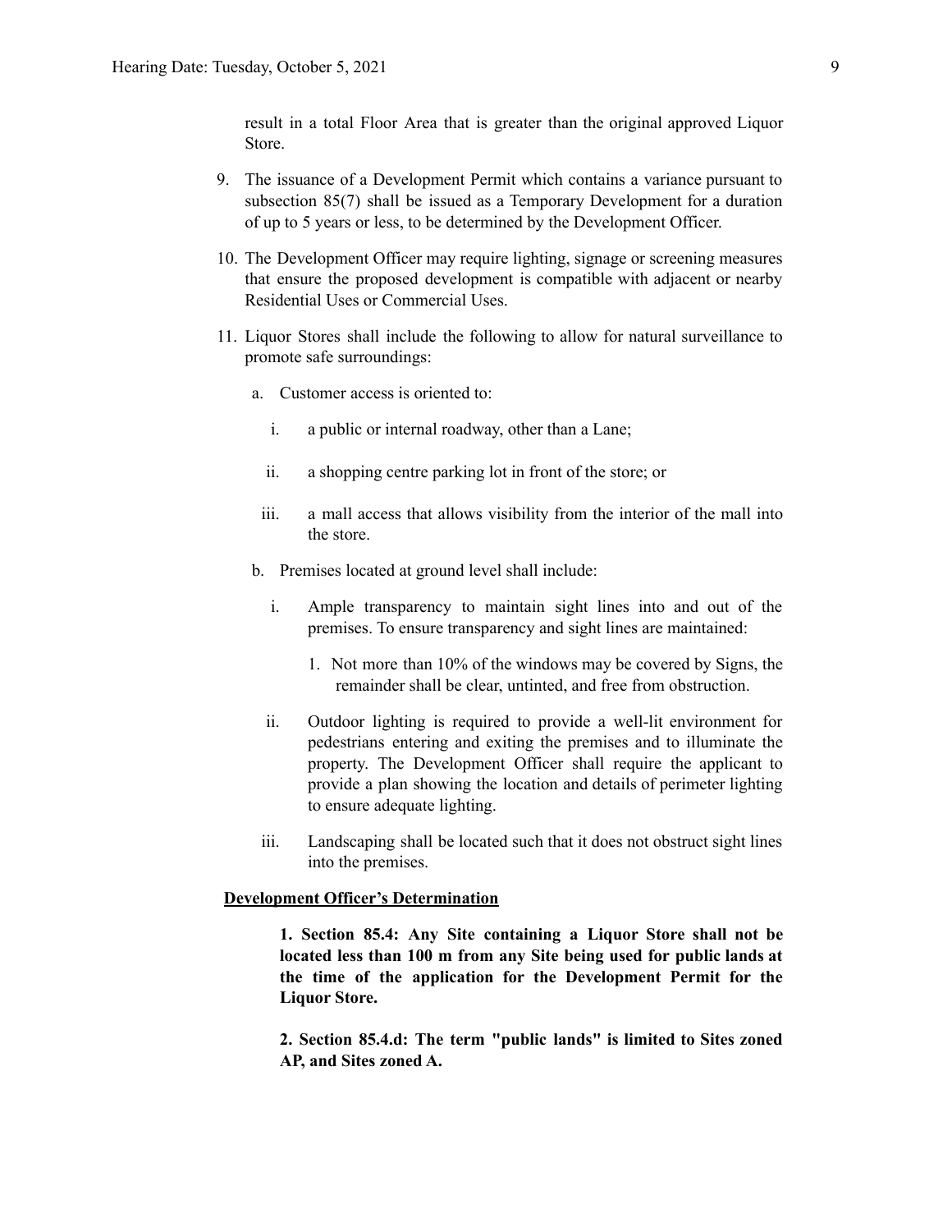result in a total Floor Area that is greater than the original approved Liquor Store.

9. The issuance of a Development Permit which contains a variance pursuant to subsection 85(7) shall be issued as a Temporary Development for a duration of up to 5 years or less, to be determined by the Development Officer.

10. The Development Officer may require lighting, signage or screening measures that ensure the proposed development is compatible with adjacent or nearby Residential Uses or Commercial Uses.

11. Liquor Stores shall include the following to allow for natural surveillance to promote safe surroundings:

    a. Customer access is oriented to:

        i. a public or internal roadway, other than a Lane;

        ii. a shopping centre parking lot in front of the store; or

        iii. a mall access that allows visibility from the interior of the mall into the store.

    b. Premises located at ground level shall include:

        i. Ample transparency to maintain sight lines into and out of the premises. To ensure transparency and sight lines are maintained:

            1. Not more than 10% of the windows may be covered by Signs, the remainder shall be clear, untinted, and free from obstruction.

        ii. Outdoor lighting is required to provide a well-lit environment for pedestrians entering and exiting the premises and to illuminate the property. The Development Officer shall require the applicant to provide a plan showing the location and details of perimeter lighting to ensure adequate lighting.

        iii. Landscaping shall be located such that it does not obstruct sight lines into the premises.

**Development Officer's Determination**

**1. Section 85.4: Any Site containing a Liquor Store shall not be located less than 100 m from any Site being used for public lands at the time of the application for the Development Permit for the Liquor Store.**

**2. Section 85.4.d: The term "public lands" is limited to Sites zoned AP, and Sites zoned A.**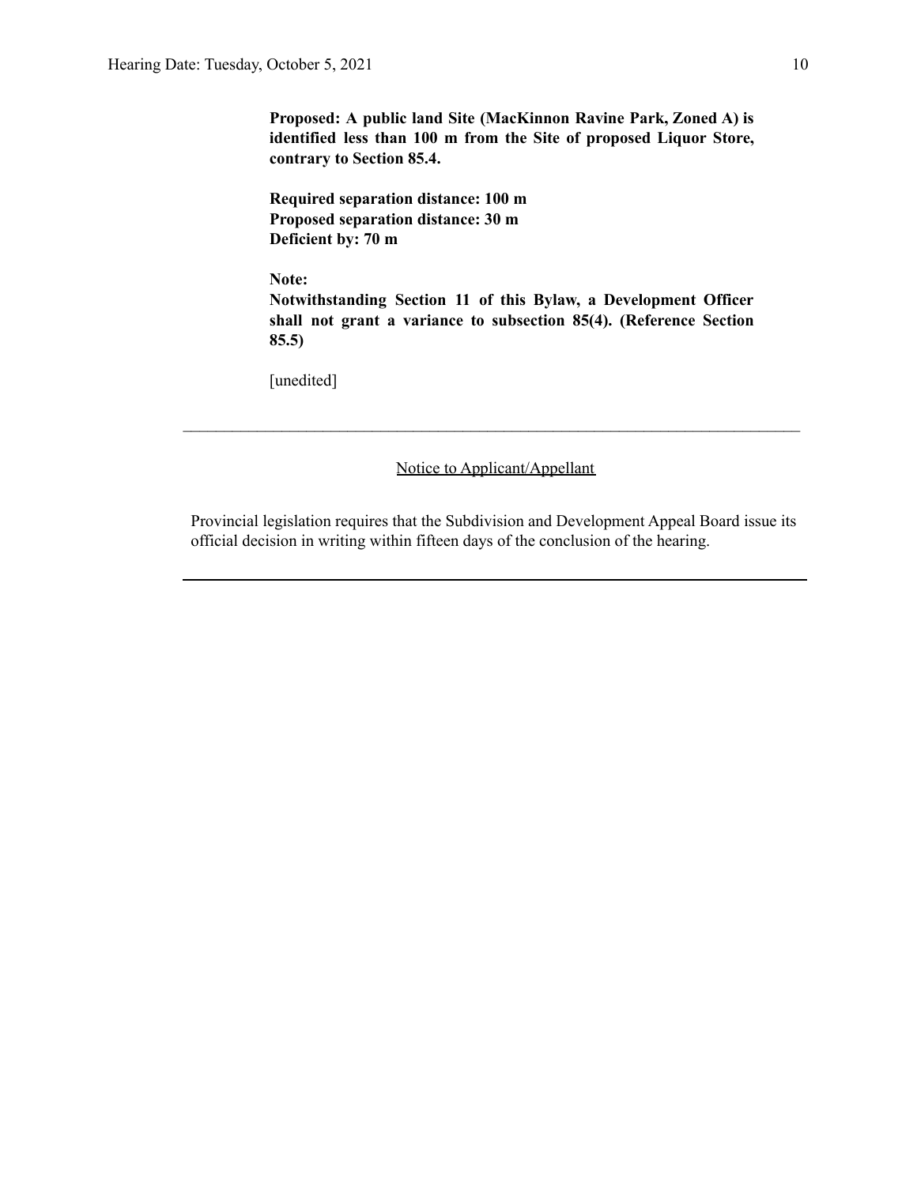**Proposed: A public land Site (MacKinnon Ravine Park, Zoned A) is identified less than 100 m from the Site of proposed Liquor Store, contrary to Section 85.4.**

**Required separation distance: 100 m**
**Proposed separation distance: 30 m**
**Deficient by: 70 m**

**Note:**
**Notwithstanding Section 11 of this Bylaw, a Development Officer shall not grant a variance to subsection 85(4). (Reference Section 85.5)**

[unedited]

---

Notice to Applicant/Appellant

Provincial legislation requires that the Subdivision and Development Appeal Board issue its official decision in writing within fifteen days of the conclusion of the hearing.

---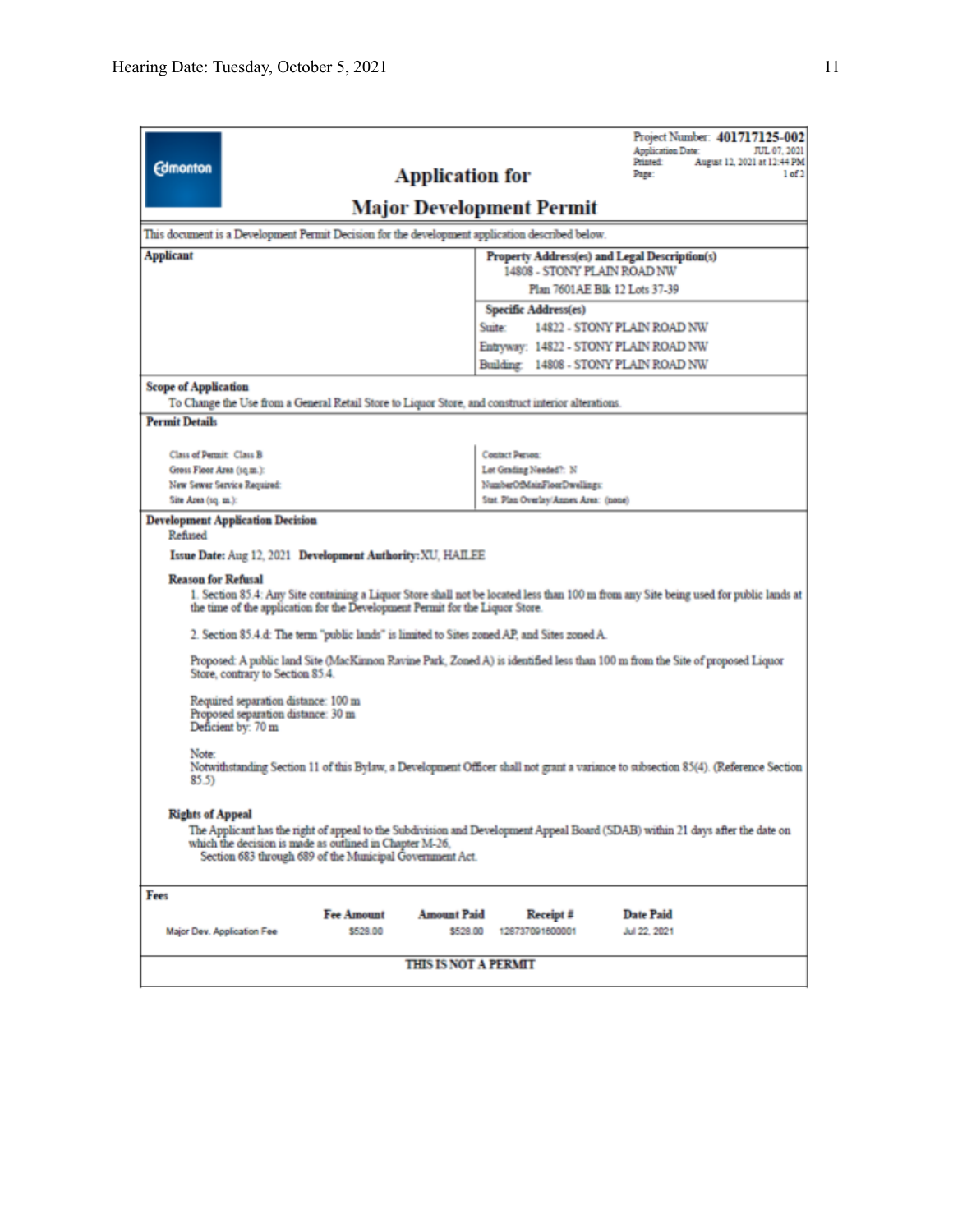Project Number: **401717125-002**
Application Date: JUL 07, 2021
Printed: August 12, 2021 at 12:44 PM
Page: 1 of 2

Edmonton

# Application for

# Major Development Permit

This document is a Development Permit Decision for the development application described below.

| **Applicant** | **Property Address(es) and Legal Description(s)** |
|---|---|
| | 14808 - STONY PLAIN ROAD NW |
| | Plan 7601AE Blk 12 Lots 37-39 |
| | **Specific Address(es)** |
| | Suite: 14822 - STONY PLAIN ROAD NW |
| | Entryway: 14822 - STONY PLAIN ROAD NW |
| | Building: 14808 - STONY PLAIN ROAD NW |

**Scope of Application**

To Change the Use from a General Retail Store to Liquor Store, and construct interior alterations.

**Permit Details**

| | |
|---|---|
| Class of Permit: Class B | Contact Person: |
| Gross Floor Area (sq.m.): | Lot Grading Needed?: N |
| New Sewer Service Required: | NumberOfMainFloorDwellings: |
| Site Area (sq. m.): | Stat. Plan Overlay/Annex Area: (none) |

**Development Application Decision**

Refused

**Issue Date:** Aug 12, 2021 **Development Authority:** XU, HAILEE

**Reason for Refusal**

1. Section 85.4: Any Site containing a Liquor Store shall not be located less than 100 m from any Site being used for public lands at the time of the application for the Development Permit for the Liquor Store.

2. Section 85.4.d: The term "public lands" is limited to Sites zoned AP, and Sites zoned A.

Proposed: A public land Site (MacKinnon Ravine Park, Zoned A) is identified less than 100 m from the Site of proposed Liquor Store, contrary to Section 85.4.

Required separation distance: 100 m
Proposed separation distance: 30 m
Deficient by: 70 m

Note:
Notwithstanding Section 11 of this Bylaw, a Development Officer shall not grant a variance to subsection 85(4). (Reference Section 85.5)

**Rights of Appeal**

The Applicant has the right of appeal to the Subdivision and Development Appeal Board (SDAB) within 21 days after the date on which the decision is made as outlined in Chapter M-26,
Section 683 through 689 of the Municipal Government Act.

**Fees**

| | Fee Amount | Amount Paid | Receipt # | Date Paid |
|---|---|---|---|---|
| Major Dev. Application Fee | $528.00 | $528.00 | 128737091600001 | Jul 22, 2021 |

**THIS IS NOT A PERMIT**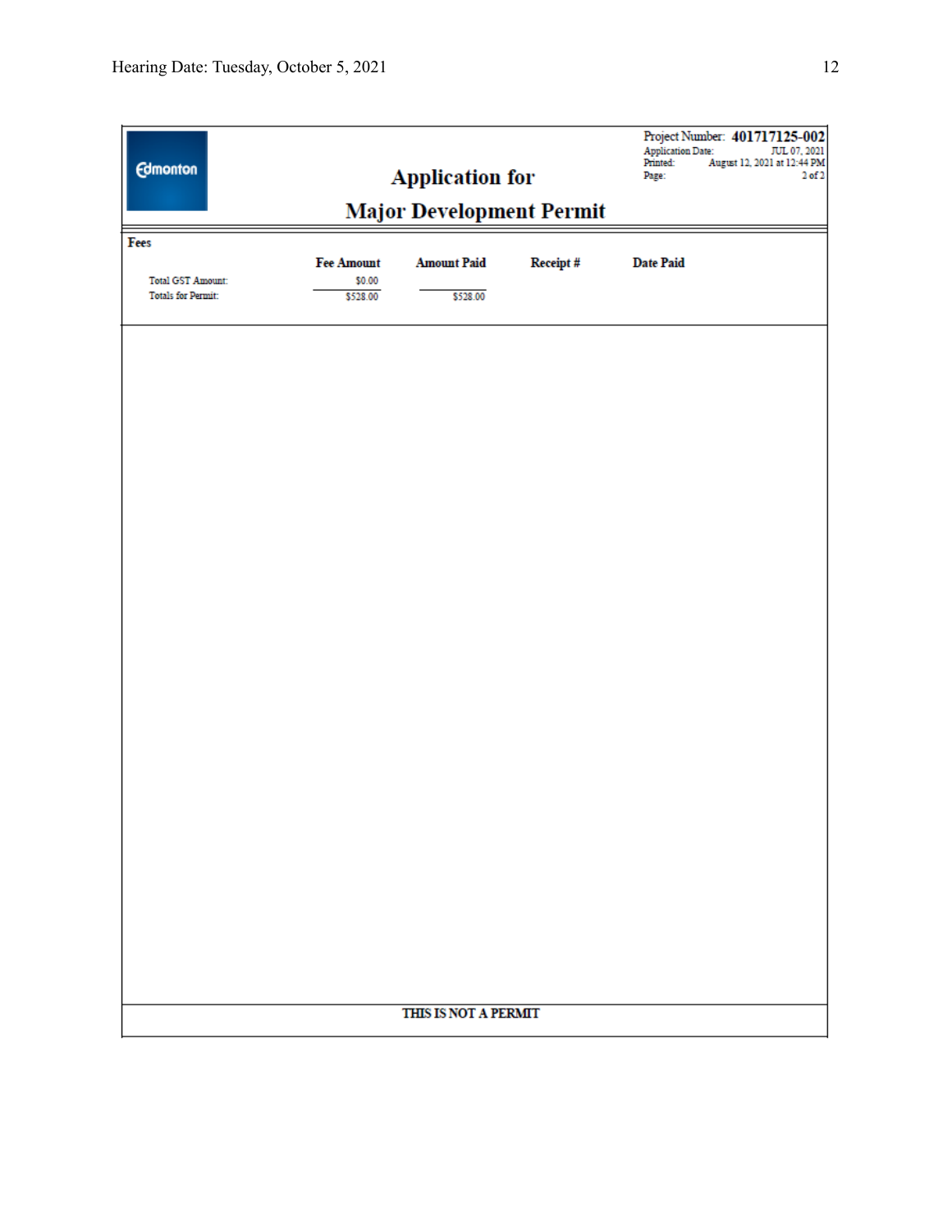Edmonton

# Application for Major Development Permit

Project Number: **401717125-002**
Application Date: JUL 07, 2021
Printed: August 12, 2021 at 12:44 PM
Page: 2 of 2

## Fees

| | Fee Amount | Amount Paid | Receipt # | Date Paid |
|---|---|---|---|---|
| Total GST Amount: | $0.00 | | | |
| Totals for Permit: | $528.00 | $528.00 | | |

THIS IS NOT A PERMIT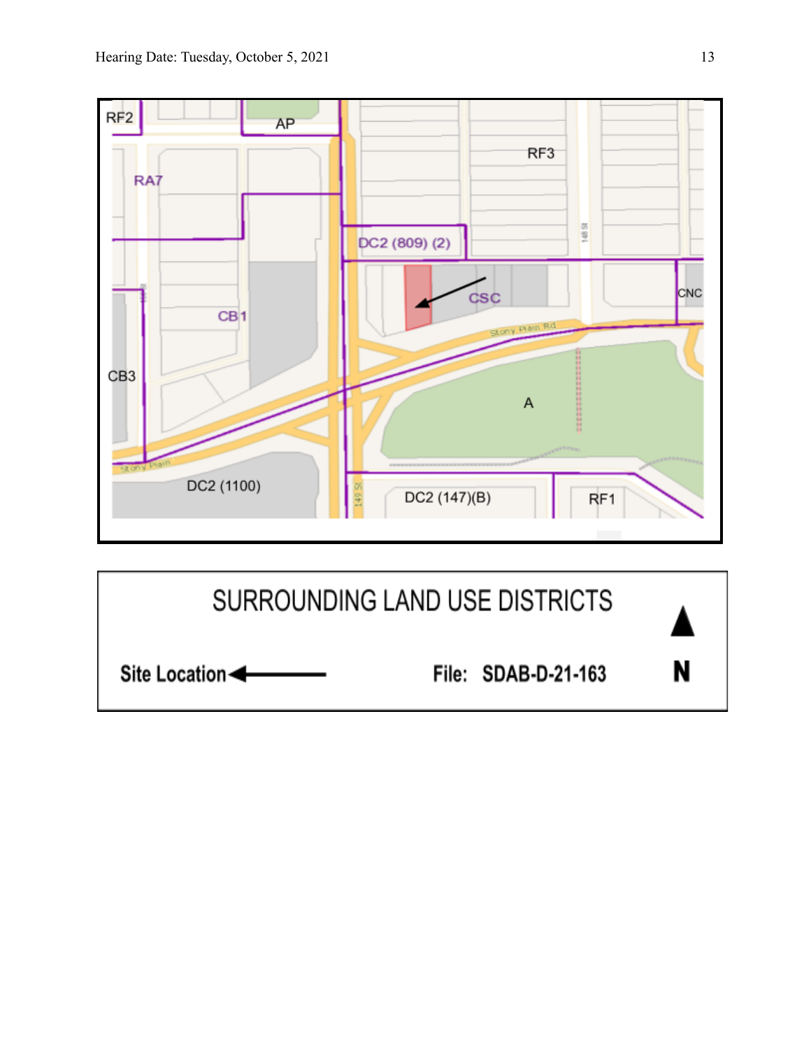RF2

AP

RA7

RF3

DC2 (809) (2)

CB1

CSC

CNC

CB3

A

DC2 (1100)

DC2 (147)(B)

RF1

# SURROUNDING LAND USE DISTRICTS

**Site Location**

**File: SDAB-D-21-163**

**N**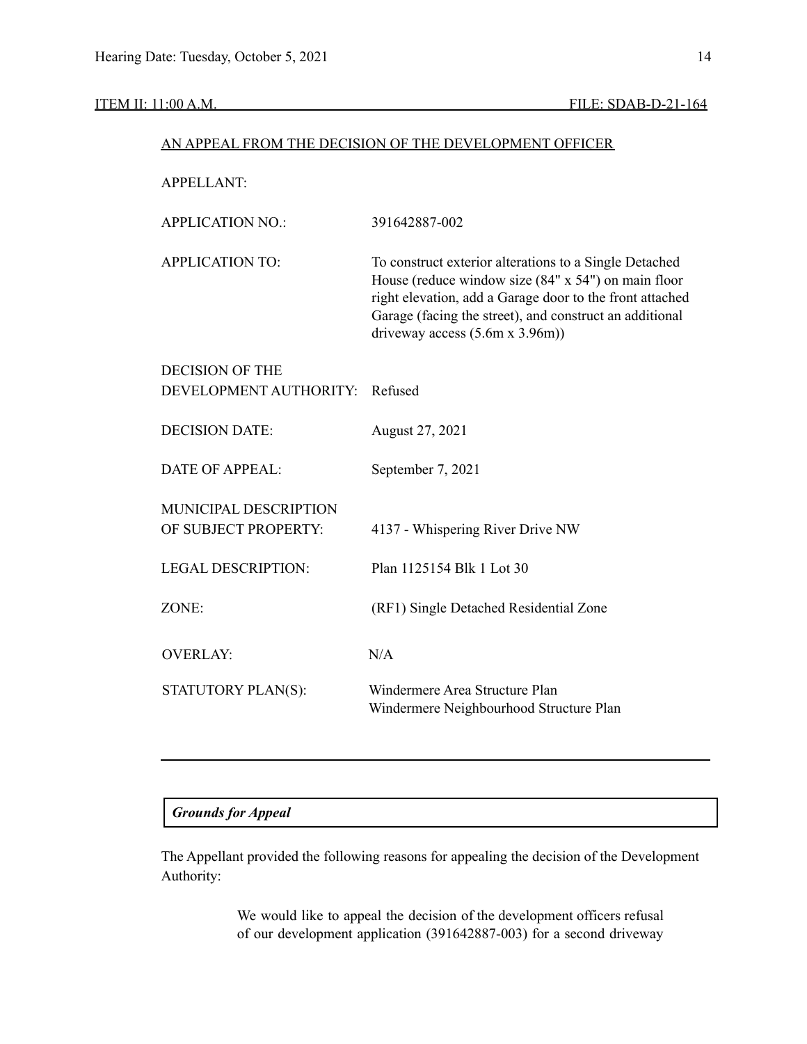ITEM II: 11:00 A.M. FILE: SDAB-D-21-164

AN APPEAL FROM THE DECISION OF THE DEVELOPMENT OFFICER

| | |
|---|---|
| APPELLANT: | |
| APPLICATION NO.: | 391642887-002 |
| APPLICATION TO: | To construct exterior alterations to a Single Detached House (reduce window size (84" x 54") on main floor right elevation, add a Garage door to the front attached Garage (facing the street), and construct an additional driveway access (5.6m x 3.96m)) |
| DECISION OF THE DEVELOPMENT AUTHORITY: | Refused |
| DECISION DATE: | August 27, 2021 |
| DATE OF APPEAL: | September 7, 2021 |
| MUNICIPAL DESCRIPTION OF SUBJECT PROPERTY: | 4137 - Whispering River Drive NW |
| LEGAL DESCRIPTION: | Plan 1125154 Blk 1 Lot 30 |
| ZONE: | (RF1) Single Detached Residential Zone |
| OVERLAY: | N/A |
| STATUTORY PLAN(S): | Windermere Area Structure Plan<br>Windermere Neighbourhood Structure Plan |

---

***Grounds for Appeal***

The Appellant provided the following reasons for appealing the decision of the Development Authority:

> We would like to appeal the decision of the development officers refusal of our development application (391642887-003) for a second driveway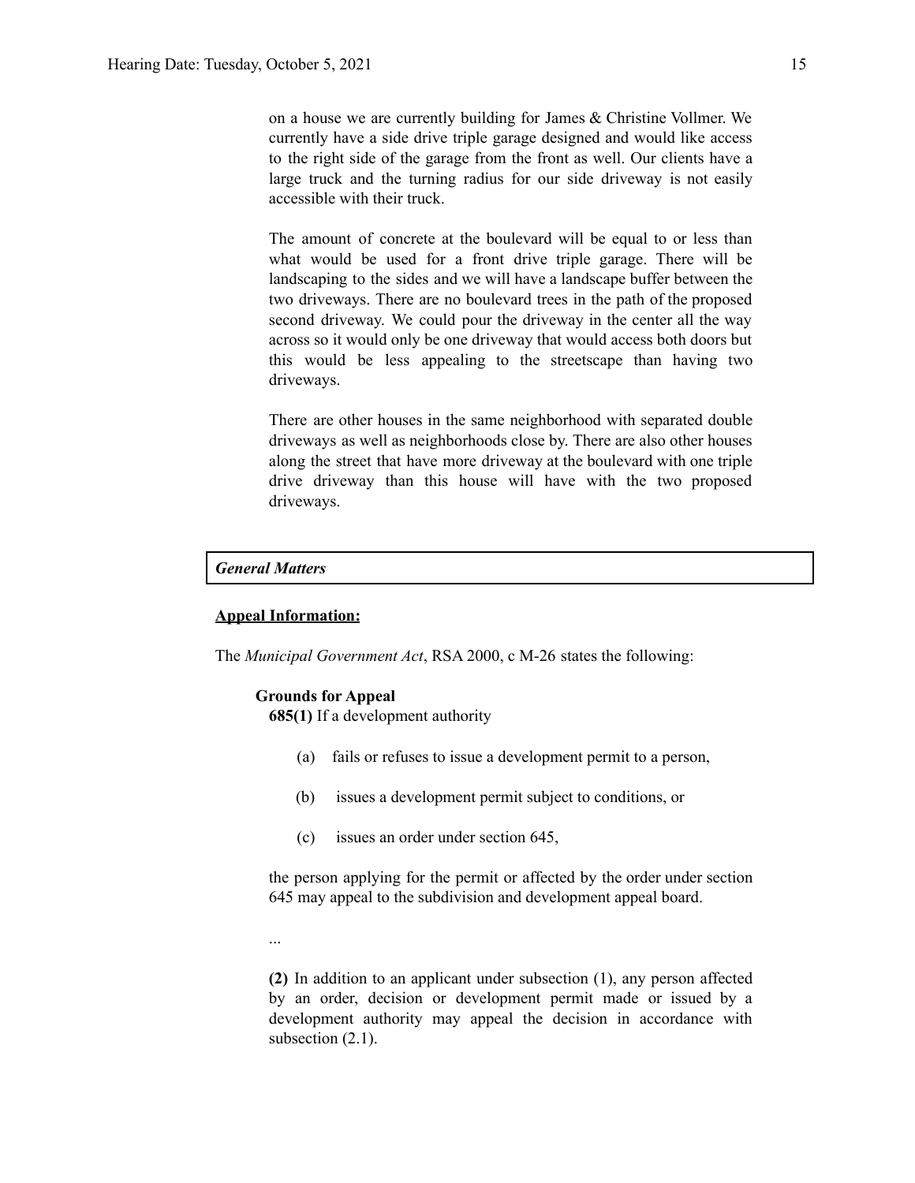on a house we are currently building for James & Christine Vollmer. We currently have a side drive triple garage designed and would like access to the right side of the garage from the front as well. Our clients have a large truck and the turning radius for our side driveway is not easily accessible with their truck.

The amount of concrete at the boulevard will be equal to or less than what would be used for a front drive triple garage. There will be landscaping to the sides and we will have a landscape buffer between the two driveways. There are no boulevard trees in the path of the proposed second driveway. We could pour the driveway in the center all the way across so it would only be one driveway that would access both doors but this would be less appealing to the streetscape than having two driveways.

There are other houses in the same neighborhood with separated double driveways as well as neighborhoods close by. There are also other houses along the street that have more driveway at the boulevard with one triple drive driveway than this house will have with the two proposed driveways.

***General Matters***

**Appeal Information:**

The *Municipal Government Act*, RSA 2000, c M-26 states the following:

**Grounds for Appeal**

**685(1)** If a development authority

(a) fails or refuses to issue a development permit to a person,

(b) issues a development permit subject to conditions, or

(c) issues an order under section 645,

the person applying for the permit or affected by the order under section 645 may appeal to the subdivision and development appeal board.

...

**(2)** In addition to an applicant under subsection (1), any person affected by an order, decision or development permit made or issued by a development authority may appeal the decision in accordance with subsection (2.1).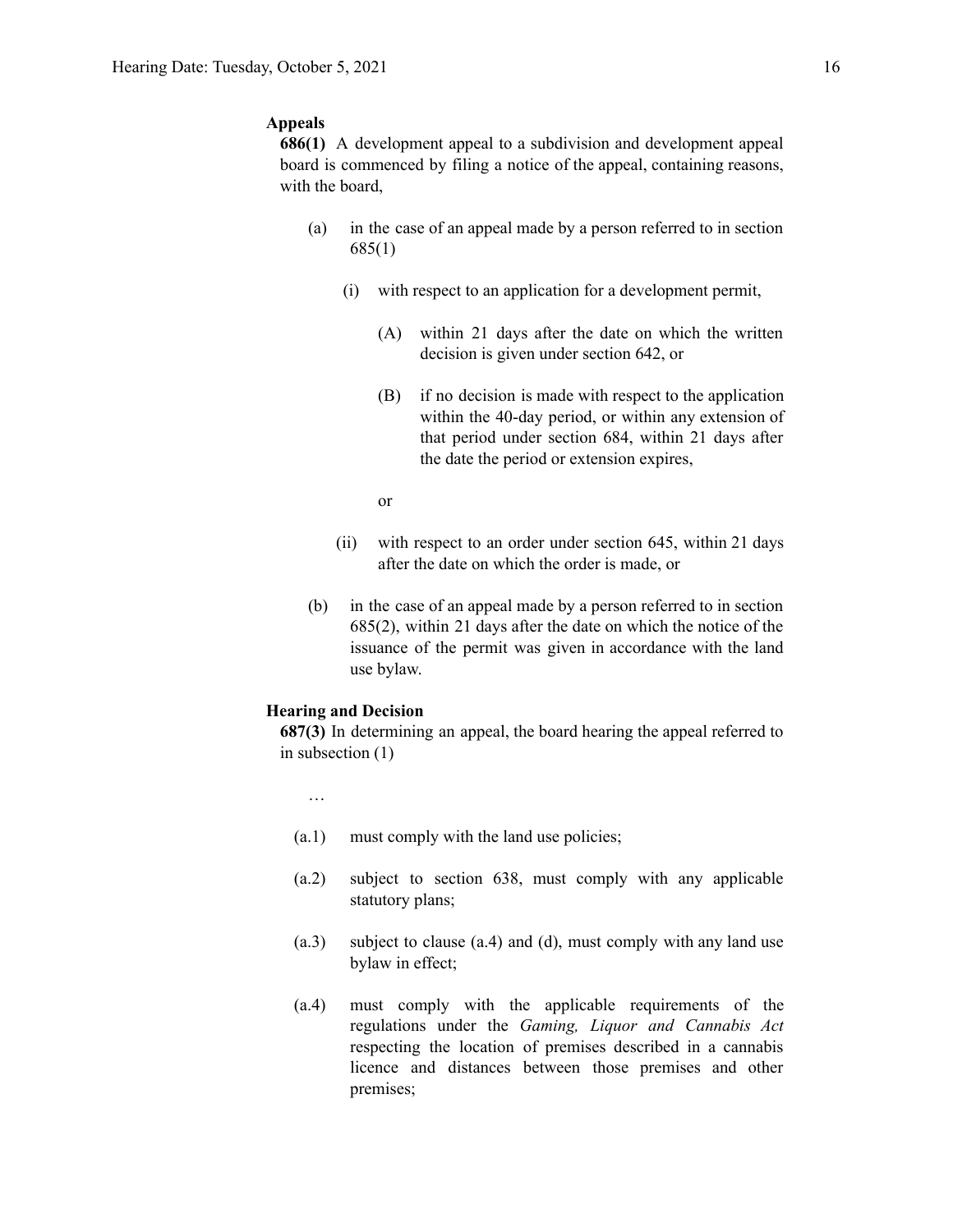**Appeals**

**686(1)** A development appeal to a subdivision and development appeal board is commenced by filing a notice of the appeal, containing reasons, with the board,

- (a) in the case of an appeal made by a person referred to in section 685(1)
  - (i) with respect to an application for a development permit,
    - (A) within 21 days after the date on which the written decision is given under section 642, or
    - (B) if no decision is made with respect to the application within the 40-day period, or within any extension of that period under section 684, within 21 days after the date the period or extension expires,

    or

  - (ii) with respect to an order under section 645, within 21 days after the date on which the order is made, or
- (b) in the case of an appeal made by a person referred to in section 685(2), within 21 days after the date on which the notice of the issuance of the permit was given in accordance with the land use bylaw.

**Hearing and Decision**

**687(3)** In determining an appeal, the board hearing the appeal referred to in subsection (1)

…

- (a.1) must comply with the land use policies;
- (a.2) subject to section 638, must comply with any applicable statutory plans;
- (a.3) subject to clause (a.4) and (d), must comply with any land use bylaw in effect;
- (a.4) must comply with the applicable requirements of the regulations under the *Gaming, Liquor and Cannabis Act* respecting the location of premises described in a cannabis licence and distances between those premises and other premises;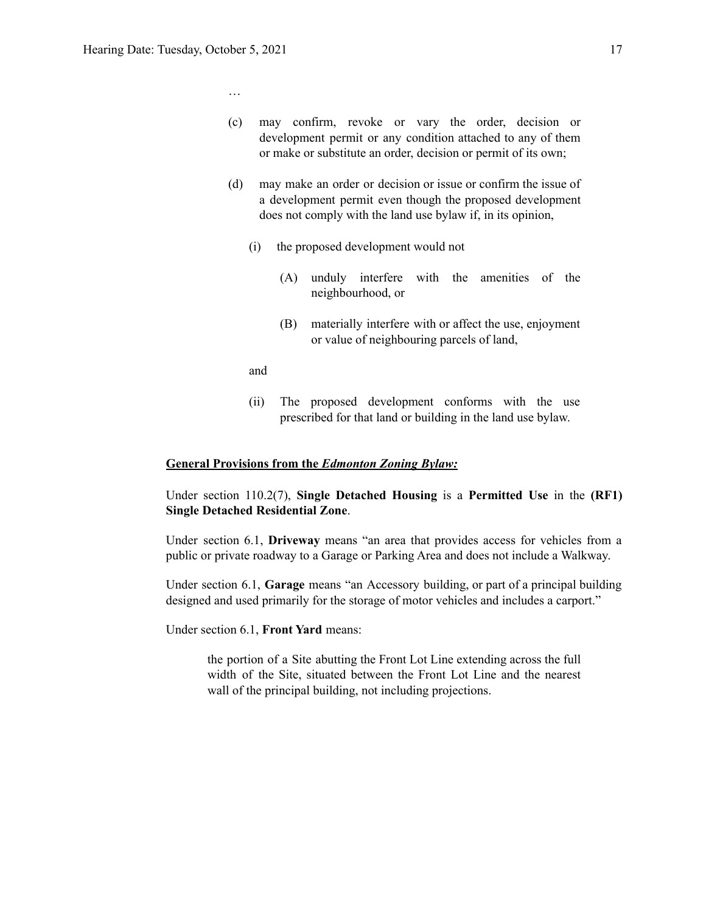…

(c) may confirm, revoke or vary the order, decision or development permit or any condition attached to any of them or make or substitute an order, decision or permit of its own;

(d) may make an order or decision or issue or confirm the issue of a development permit even though the proposed development does not comply with the land use bylaw if, in its opinion,

   (i) the proposed development would not

      (A) unduly interfere with the amenities of the neighbourhood, or

      (B) materially interfere with or affect the use, enjoyment or value of neighbouring parcels of land,

   and

   (ii) The proposed development conforms with the use prescribed for that land or building in the land use bylaw.

**General Provisions from the *Edmonton Zoning Bylaw:***

Under section 110.2(7), **Single Detached Housing** is a **Permitted Use** in the **(RF1) Single Detached Residential Zone**.

Under section 6.1, **Driveway** means "an area that provides access for vehicles from a public or private roadway to a Garage or Parking Area and does not include a Walkway.

Under section 6.1, **Garage** means "an Accessory building, or part of a principal building designed and used primarily for the storage of motor vehicles and includes a carport."

Under section 6.1, **Front Yard** means:

> the portion of a Site abutting the Front Lot Line extending across the full width of the Site, situated between the Front Lot Line and the nearest wall of the principal building, not including projections.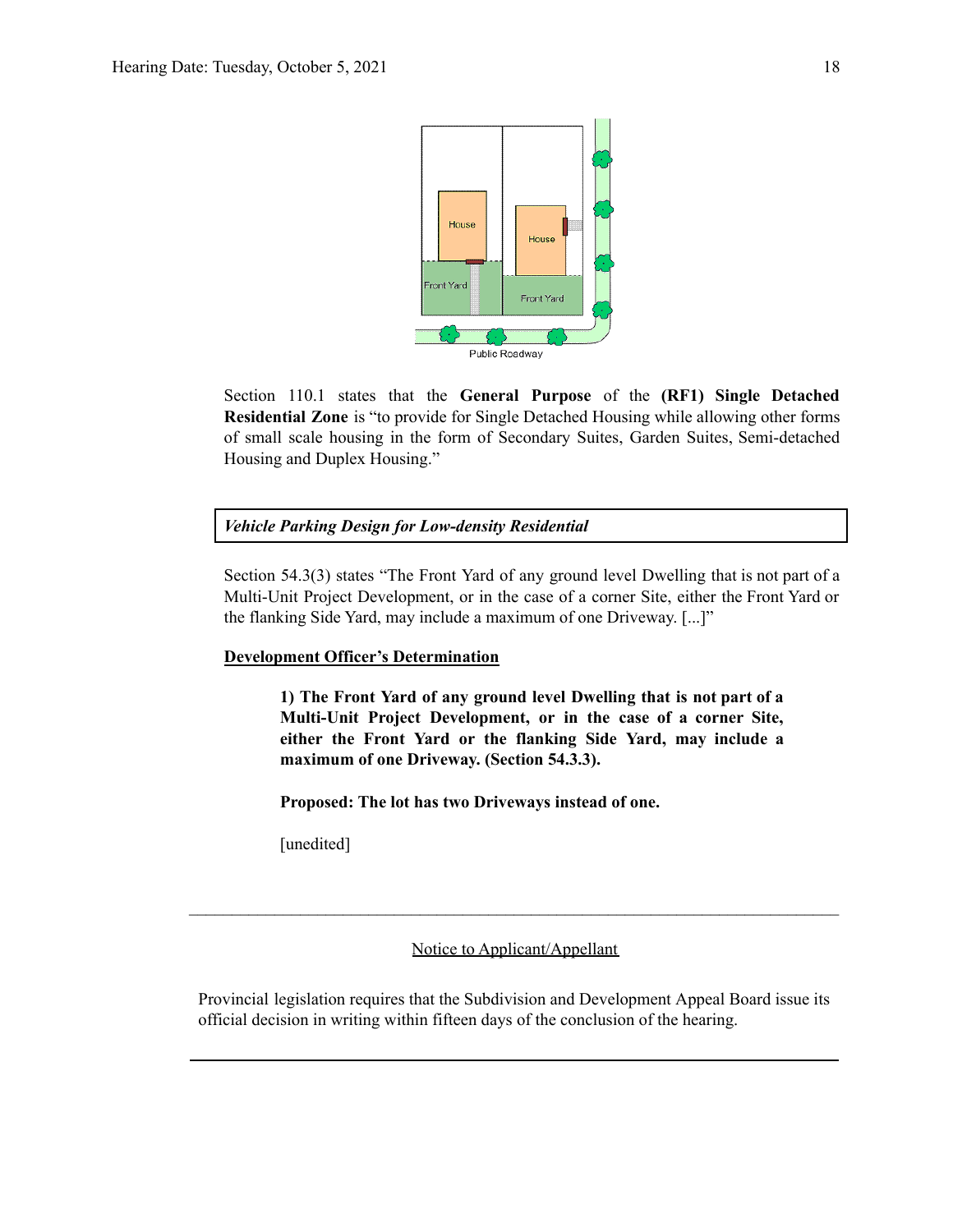Section 110.1 states that the **General Purpose** of the **(RF1) Single Detached Residential Zone** is "to provide for Single Detached Housing while allowing other forms of small scale housing in the form of Secondary Suites, Garden Suites, Semi-detached Housing and Duplex Housing."

***Vehicle Parking Design for Low-density Residential***

Section 54.3(3) states "The Front Yard of any ground level Dwelling that is not part of a Multi-Unit Project Development, or in the case of a corner Site, either the Front Yard or the flanking Side Yard, may include a maximum of one Driveway. [...]"

**Development Officer's Determination**

> **1) The Front Yard of any ground level Dwelling that is not part of a Multi-Unit Project Development, or in the case of a corner Site, either the Front Yard or the flanking Side Yard, may include a maximum of one Driveway. (Section 54.3.3).**
>
> **Proposed: The lot has two Driveways instead of one.**
>
> [unedited]

---

Notice to Applicant/Appellant

Provincial legislation requires that the Subdivision and Development Appeal Board issue its official decision in writing within fifteen days of the conclusion of the hearing.

---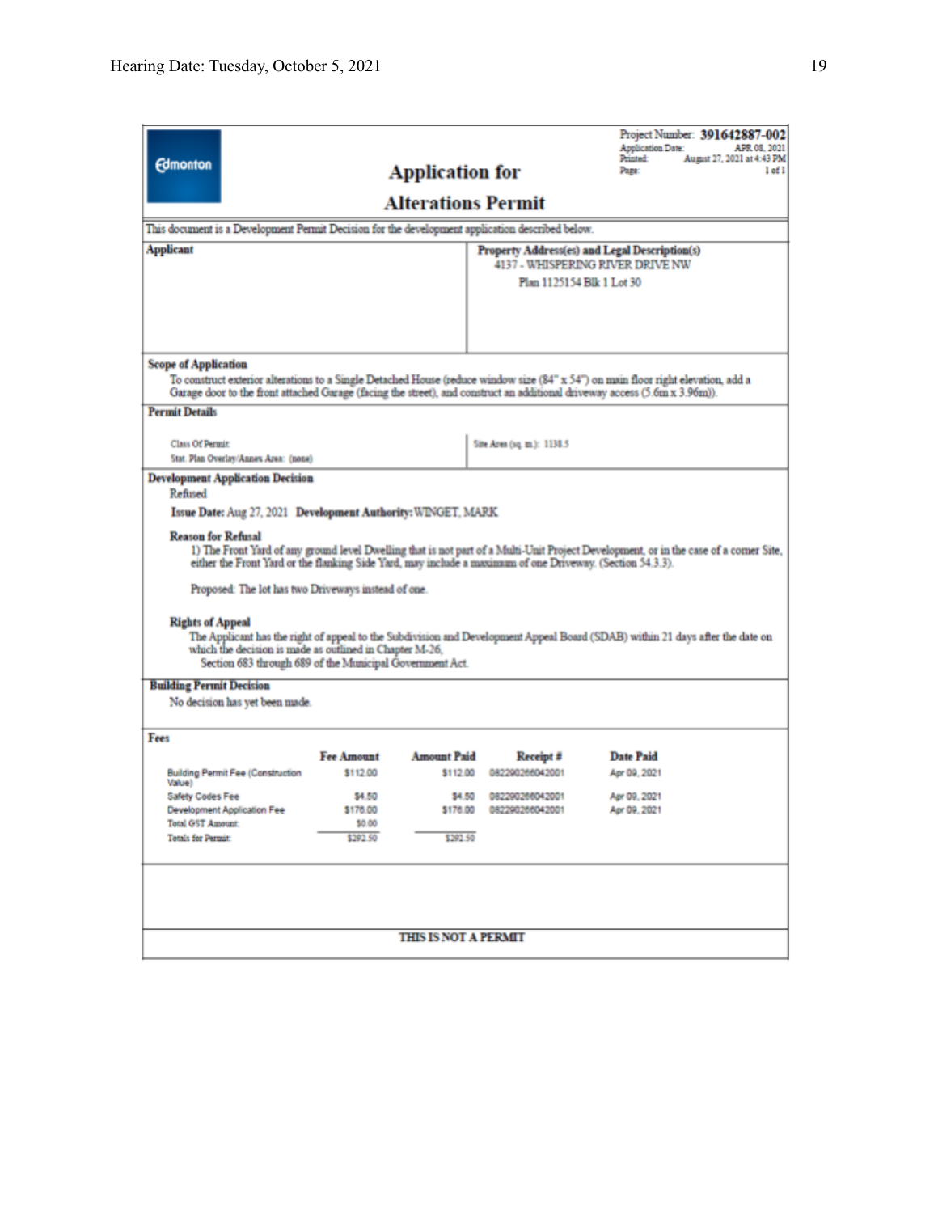Edmonton

# Application for Alterations Permit

Project Number: **391642887-002**
Application Date: APR 08, 2021
Printed: August 27, 2021 at 4:43 PM
Page: 1 of 1

This document is a Development Permit Decision for the development application described below.

| **Applicant** | **Property Address(es) and Legal Description(s)** |
|---|---|
| | 4137 - WHISPERING RIVER DRIVE NW<br>Plan 1125154 Blk 1 Lot 30 |

**Scope of Application**

To construct exterior alterations to a Single Detached House (reduce window size (84" x 54") on main floor right elevation, add a Garage door to the front attached Garage (facing the street), and construct an additional driveway access (5.6m x 3.96m)).

**Permit Details**

| | |
|---|---|
| Class Of Permit:<br>Stat. Plan Overlay/Annex Area: (none) | Site Area (sq. m.): 1138.5 |

**Development Application Decision**

Refused

**Issue Date:** Aug 27, 2021 **Development Authority:** WINGET, MARK

**Reason for Refusal**

1) The Front Yard of any ground level Dwelling that is not part of a Multi-Unit Project Development, or in the case of a corner Site, either the Front Yard or the flanking Side Yard, may include a maximum of one Driveway. (Section 54.3.3).

Proposed: The lot has two Driveways instead of one.

**Rights of Appeal**

The Applicant has the right of appeal to the Subdivision and Development Appeal Board (SDAB) within 21 days after the date on which the decision is made as outlined in Chapter M-26, Section 683 through 689 of the Municipal Government Act.

**Building Permit Decision**

No decision has yet been made.

**Fees**

| | Fee Amount | Amount Paid | Receipt # | Date Paid |
|---|---|---|---|---|
| Building Permit Fee (Construction Value) | $112.00 | $112.00 | 082290266042001 | Apr 09, 2021 |
| Safety Codes Fee | $4.50 | $4.50 | 082290266042001 | Apr 09, 2021 |
| Development Application Fee | $176.00 | $176.00 | 082290266042001 | Apr 09, 2021 |
| Total GST Amount: | $0.00 | | | |
| Totals for Permit: | $292.50 | $292.50 | | |

**THIS IS NOT A PERMIT**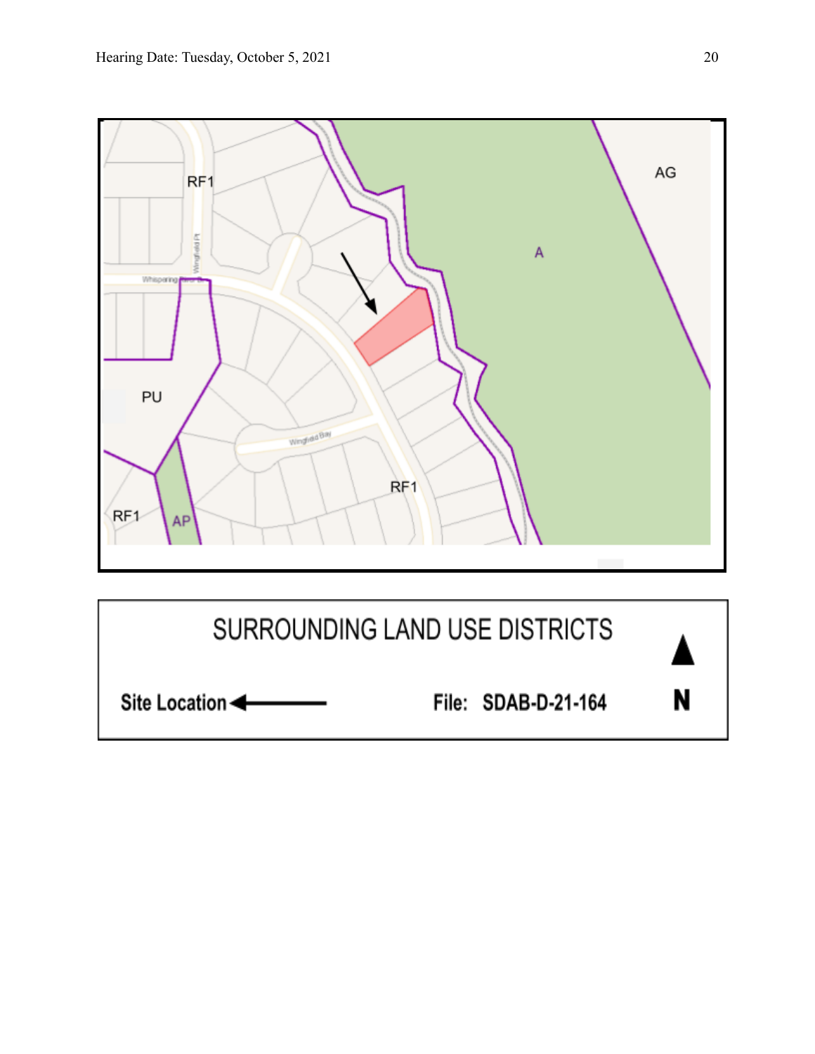RF1

AG

A

PU

RF1

RF1

AP

Whispering

Wingfield Pt

Wingfield Bay

SURROUNDING LAND USE DISTRICTS

Site Location

File: SDAB-D-21-164

N